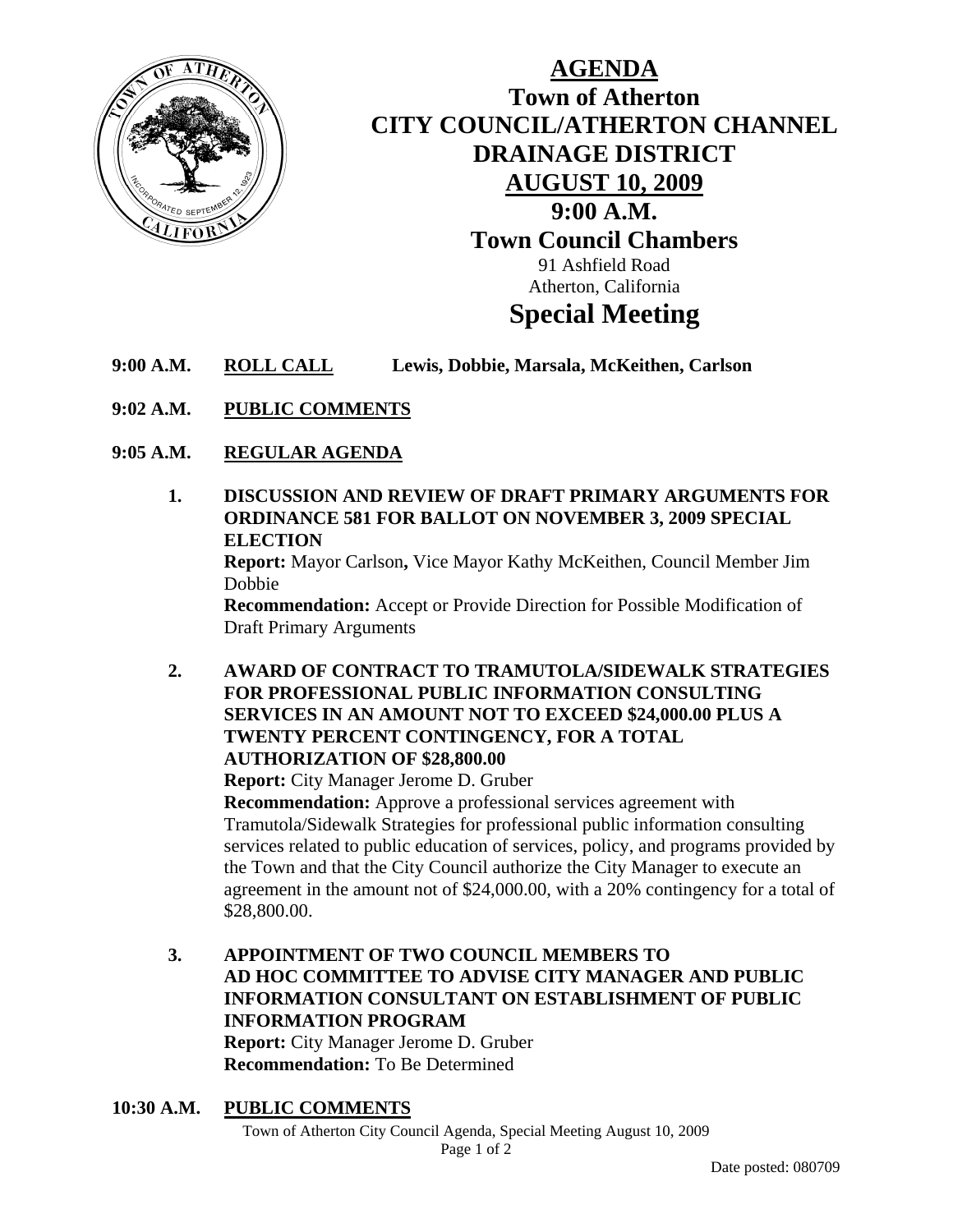# AGENDA

## Town of Atherton
## CITY COUNCIL/ATHERTON CHANNEL DRAINAGE DISTRICT
## AUGUST 10, 2009
## 9:00 A.M.
## Town Council Chambers

91 Ashfield Road
Atherton, California

# Special Meeting

**9:00 A.M. ROLL CALL** **Lewis, Dobbie, Marsala, McKeithen, Carlson**

**9:02 A.M. PUBLIC COMMENTS**

**9:05 A.M. REGULAR AGENDA**

1. **DISCUSSION AND REVIEW OF DRAFT PRIMARY ARGUMENTS FOR ORDINANCE 581 FOR BALLOT ON NOVEMBER 3, 2009 SPECIAL ELECTION**
   **Report:** Mayor Carlson**,** Vice Mayor Kathy McKeithen, Council Member Jim Dobbie
   **Recommendation:** Accept or Provide Direction for Possible Modification of Draft Primary Arguments

2. **AWARD OF CONTRACT TO TRAMUTOLA/SIDEWALK STRATEGIES FOR PROFESSIONAL PUBLIC INFORMATION CONSULTING SERVICES IN AN AMOUNT NOT TO EXCEED $24,000.00 PLUS A TWENTY PERCENT CONTINGENCY, FOR A TOTAL AUTHORIZATION OF $28,800.00**
   **Report:** City Manager Jerome D. Gruber
   **Recommendation:** Approve a professional services agreement with Tramutola/Sidewalk Strategies for professional public information consulting services related to public education of services, policy, and programs provided by the Town and that the City Council authorize the City Manager to execute an agreement in the amount not of $24,000.00, with a 20% contingency for a total of $28,800.00.

3. **APPOINTMENT OF TWO COUNCIL MEMBERS TO AD HOC COMMITTEE TO ADVISE CITY MANAGER AND PUBLIC INFORMATION CONSULTANT ON ESTABLISHMENT OF PUBLIC INFORMATION PROGRAM**
   **Report:** City Manager Jerome D. Gruber
   **Recommendation:** To Be Determined

**10:30 A.M. PUBLIC COMMENTS**

Date posted: 080709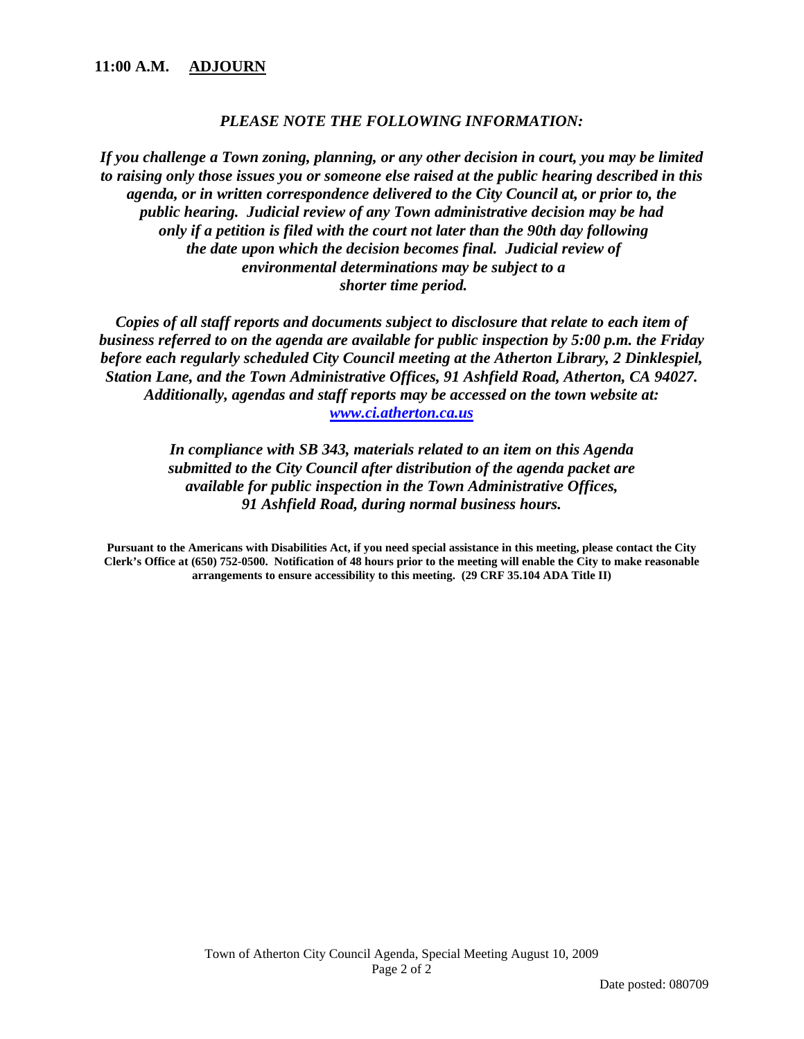**11:00 A.M. <u>ADJOURN</u>**

***PLEASE NOTE THE FOLLOWING INFORMATION:***

***If you challenge a Town zoning, planning, or any other decision in court, you may be limited to raising only those issues you or someone else raised at the public hearing described in this agenda, or in written correspondence delivered to the City Council at, or prior to, the public hearing. Judicial review of any Town administrative decision may be had only if a petition is filed with the court not later than the 90th day following the date upon which the decision becomes final. Judicial review of environmental determinations may be subject to a shorter time period.***

***Copies of all staff reports and documents subject to disclosure that relate to each item of business referred to on the agenda are available for public inspection by 5:00 p.m. the Friday before each regularly scheduled City Council meeting at the Atherton Library, 2 Dinklespiel, Station Lane, and the Town Administrative Offices, 91 Ashfield Road, Atherton, CA 94027. Additionally, agendas and staff reports may be accessed on the town website at: [www.ci.atherton.ca.us](http://www.ci.atherton.ca.us)***

***In compliance with SB 343, materials related to an item on this Agenda submitted to the City Council after distribution of the agenda packet are available for public inspection in the Town Administrative Offices, 91 Ashfield Road, during normal business hours.***

**Pursuant to the Americans with Disabilities Act, if you need special assistance in this meeting, please contact the City Clerk's Office at (650) 752-0500. Notification of 48 hours prior to the meeting will enable the City to make reasonable arrangements to ensure accessibility to this meeting. (29 CRF 35.104 ADA Title II)**

Date posted: 080709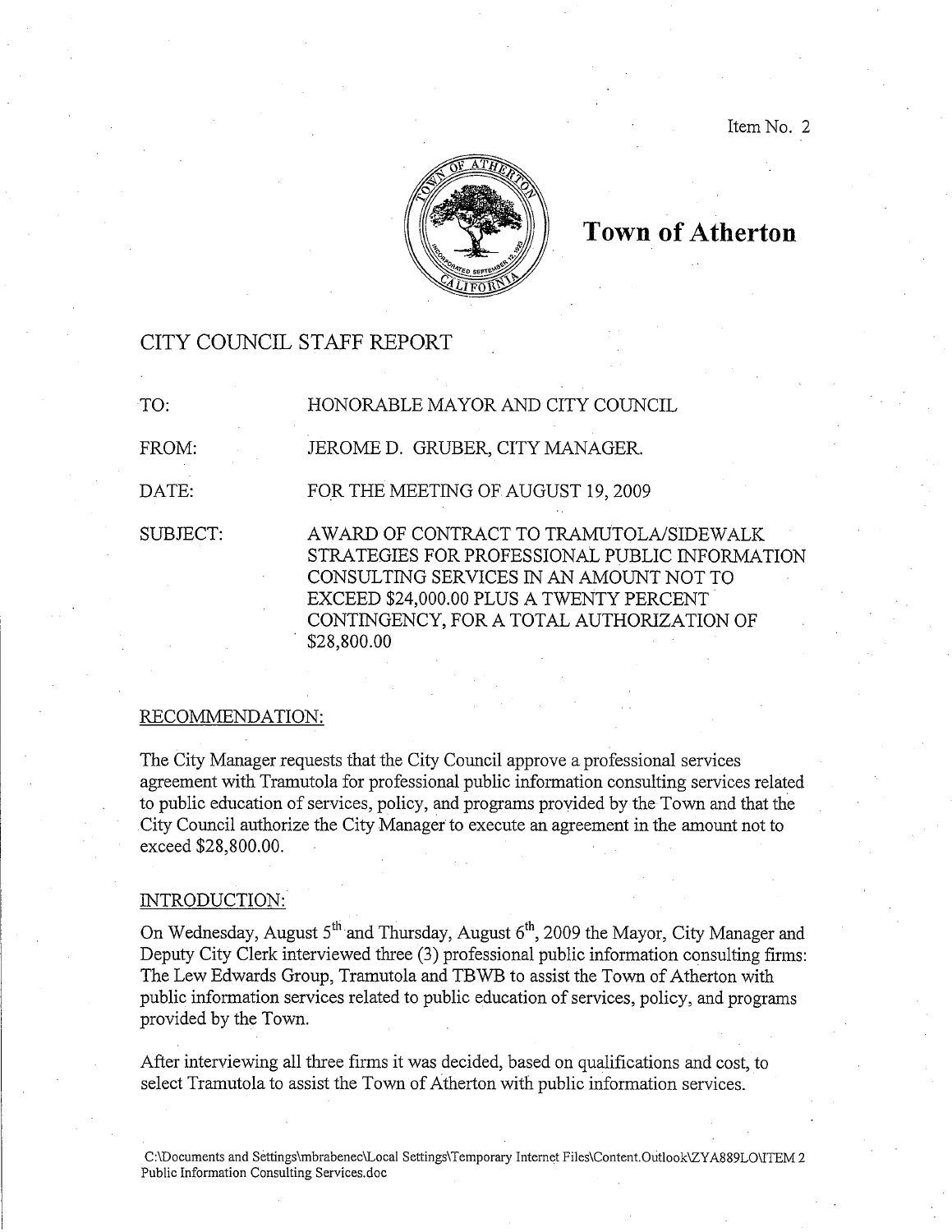Item No. 2

# Town of Atherton

## CITY COUNCIL STAFF REPORT

TO: HONORABLE MAYOR AND CITY COUNCIL

FROM: JEROME D. GRUBER, CITY MANAGER.

DATE: FOR THE MEETING OF AUGUST 19, 2009

SUBJECT: AWARD OF CONTRACT TO TRAMUTOLA/SIDEWALK STRATEGIES FOR PROFESSIONAL PUBLIC INFORMATION CONSULTING SERVICES IN AN AMOUNT NOT TO EXCEED $24,000.00 PLUS A TWENTY PERCENT CONTINGENCY, FOR A TOTAL AUTHORIZATION OF $28,800.00

### RECOMMENDATION:

The City Manager requests that the City Council approve a professional services agreement with Tramutola for professional public information consulting services related to public education of services, policy, and programs provided by the Town and that the City Council authorize the City Manager to execute an agreement in the amount not to exceed $28,800.00.

### INTRODUCTION:

On Wednesday, August 5th and Thursday, August 6th, 2009 the Mayor, City Manager and Deputy City Clerk interviewed three (3) professional public information consulting firms: The Lew Edwards Group, Tramutola and TBWB to assist the Town of Atherton with public information services related to public education of services, policy, and programs provided by the Town.

After interviewing all three firms it was decided, based on qualifications and cost, to select Tramutola to assist the Town of Atherton with public information services.

C:\Documents and Settings\mbrabenec\Local Settings\Temporary Internet Files\Content.Outlook\ZYA889LO\ITEM 2 Public Information Consulting Services.doc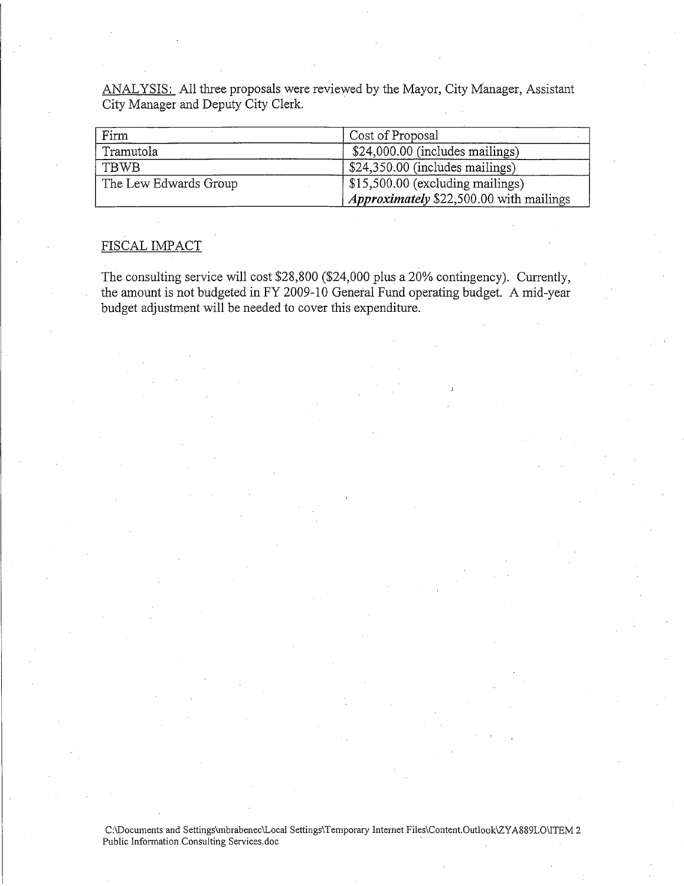ANALYSIS: All three proposals were reviewed by the Mayor, City Manager, Assistant City Manager and Deputy City Clerk.

| Firm | Cost of Proposal |
|---|---|
| Tramutola | $24,000.00 (includes mailings) |
| TBWB | $24,350.00 (includes mailings) |
| The Lew Edwards Group | $15,500.00 (excluding mailings) ***Approximately*** $22,500.00 with mailings |

FISCAL IMPACT

The consulting service will cost $28,800 ($24,000 plus a 20% contingency). Currently, the amount is not budgeted in FY 2009-10 General Fund operating budget. A mid-year budget adjustment will be needed to cover this expenditure.

C:\Documents and Settings\mbrabenec\Local Settings\Temporary Internet Files\Content.Outlook\ZYA889LO\ITEM 2 Public Information Consulting Services.doc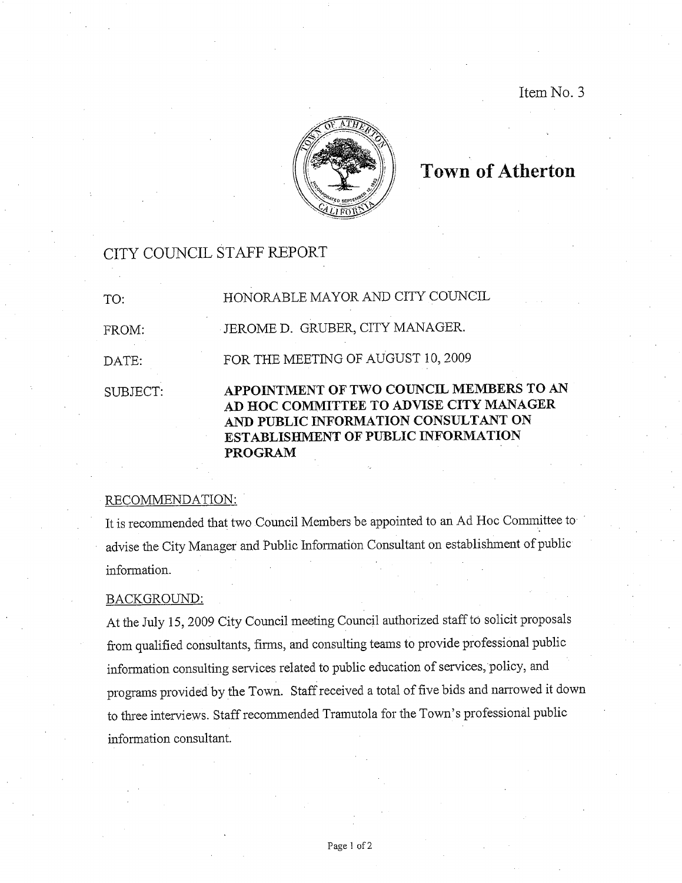Item No. 3

# Town of Atherton

## CITY COUNCIL STAFF REPORT

TO: HONORABLE MAYOR AND CITY COUNCIL

FROM: JEROME D. GRUBER, CITY MANAGER.

DATE: FOR THE MEETING OF AUGUST 10, 2009

SUBJECT: **APPOINTMENT OF TWO COUNCIL MEMBERS TO AN AD HOC COMMITTEE TO ADVISE CITY MANAGER AND PUBLIC INFORMATION CONSULTANT ON ESTABLISHMENT OF PUBLIC INFORMATION PROGRAM**

### RECOMMENDATION:

It is recommended that two Council Members be appointed to an Ad Hoc Committee to advise the City Manager and Public Information Consultant on establishment of public information.

### BACKGROUND:

At the July 15, 2009 City Council meeting Council authorized staff to solicit proposals from qualified consultants, firms, and consulting teams to provide professional public information consulting services related to public education of services, policy, and programs provided by the Town. Staff received a total of five bids and narrowed it down to three interviews. Staff recommended Tramutola for the Town's professional public information consultant.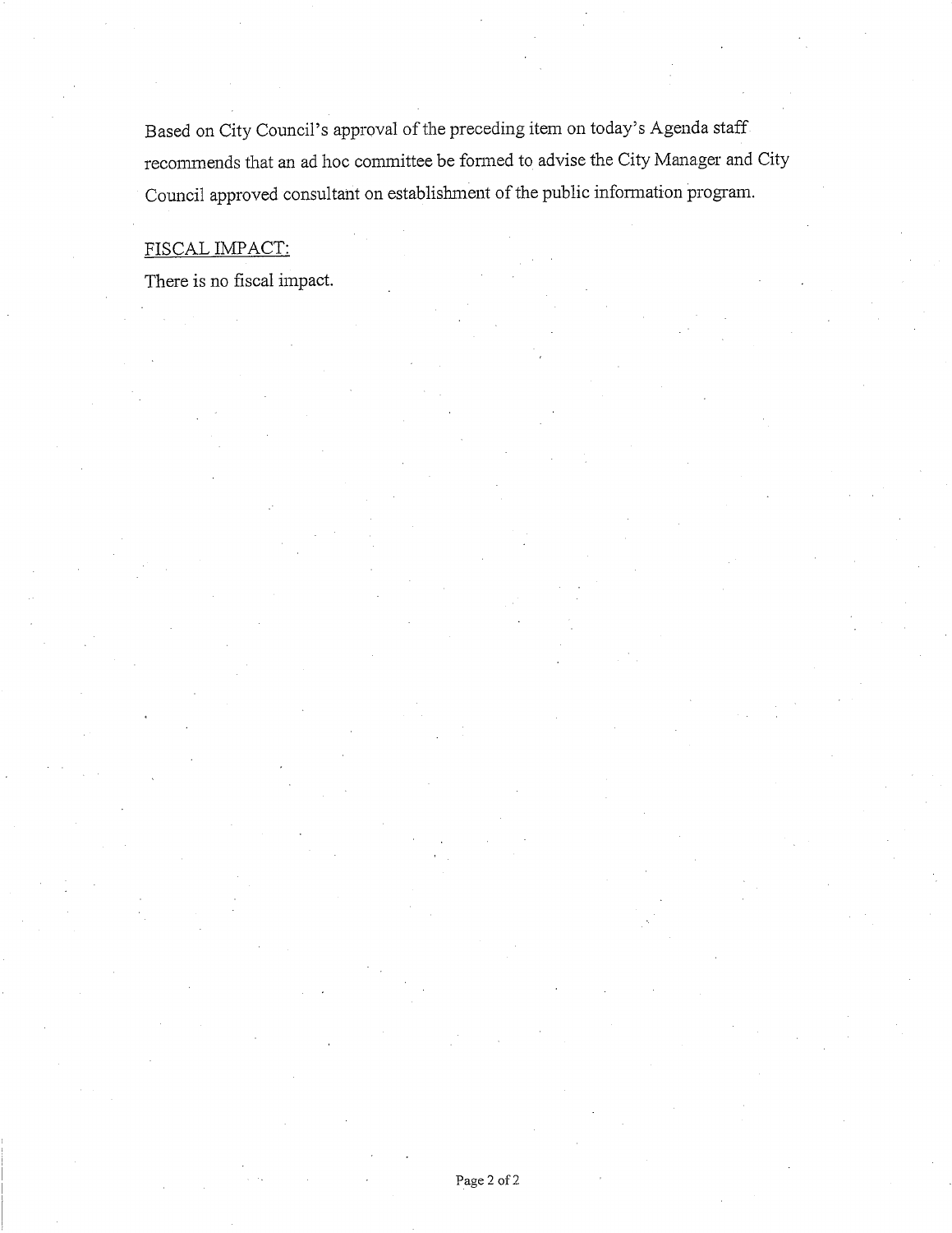Based on City Council's approval of the preceding item on today's Agenda staff recommends that an ad hoc committee be formed to advise the City Manager and City Council approved consultant on establishment of the public information program.

FISCAL IMPACT:

There is no fiscal impact.